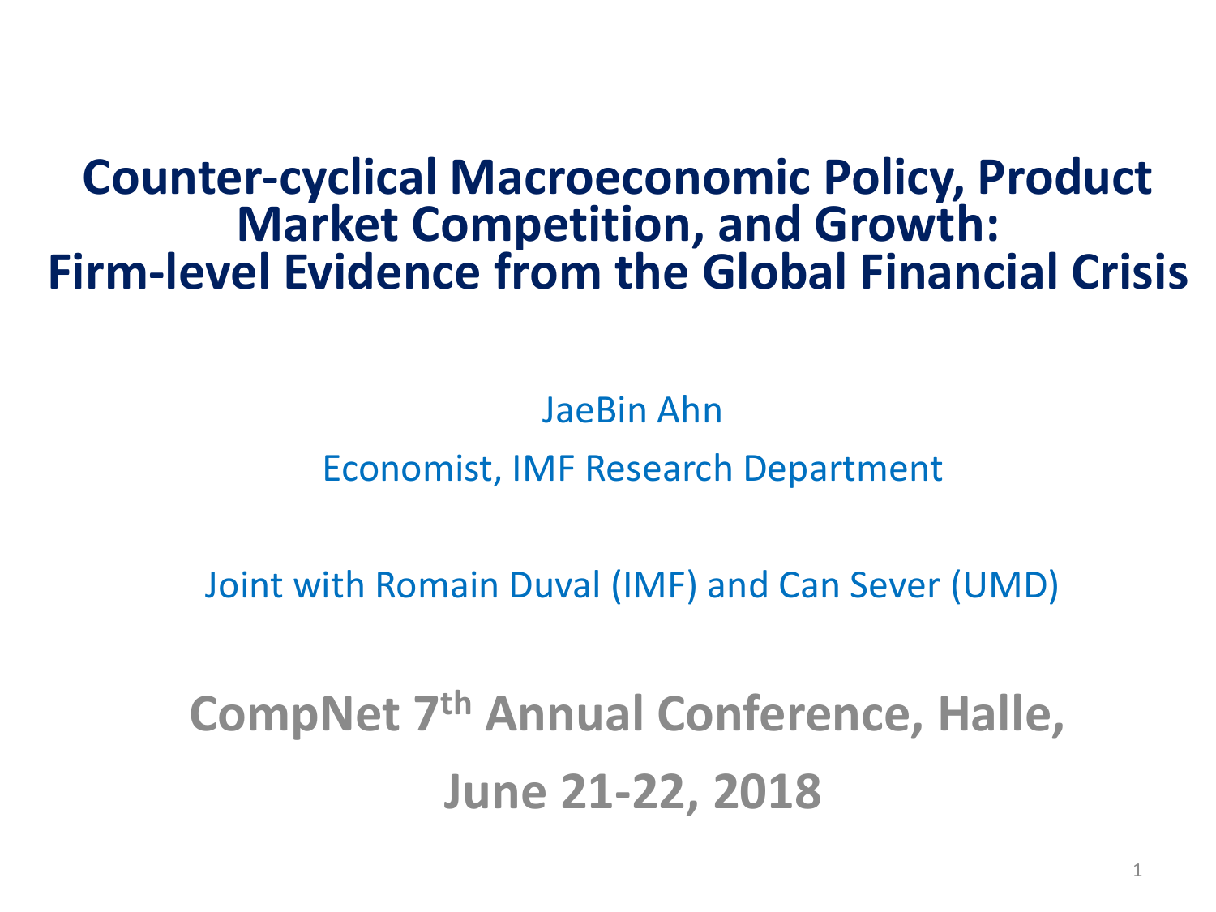# Counter-cyclical Macroeconomic Policy, Product Market Competition, and Growth: Firm-level Evidence from the Global Financial Crisis

JaeBin Ahn

Economist, IMF Research Department

Joint with Romain Duval (IMF) and Can Sever (UMD)

**CompNet 7th Annual Conference, Halle, June 21-22, 2018**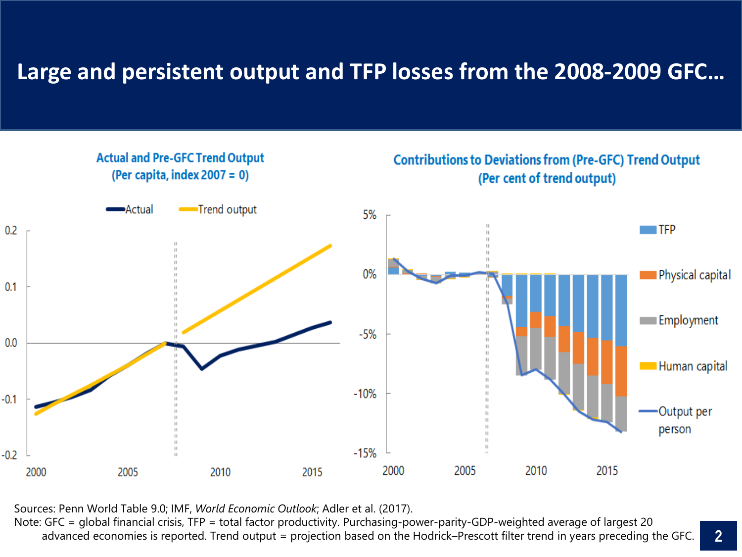# Large and persistent output and TFP losses from the 2008-2009 GFC…

**Actual and Pre-GFC Trend Output**
**(Per capita, index 2007 = 0)**

**Contributions to Deviations from (Pre-GFC) Trend Output**
**(Per cent of trend output)**

Sources: Penn World Table 9.0; IMF, *World Economic Outlook*; Adler et al. (2017).
Note: GFC = global financial crisis, TFP = total factor productivity. Purchasing-power-parity-GDP-weighted average of largest 20 advanced economies is reported. Trend output = projection based on the Hodrick–Prescott filter trend in years preceding the GFC.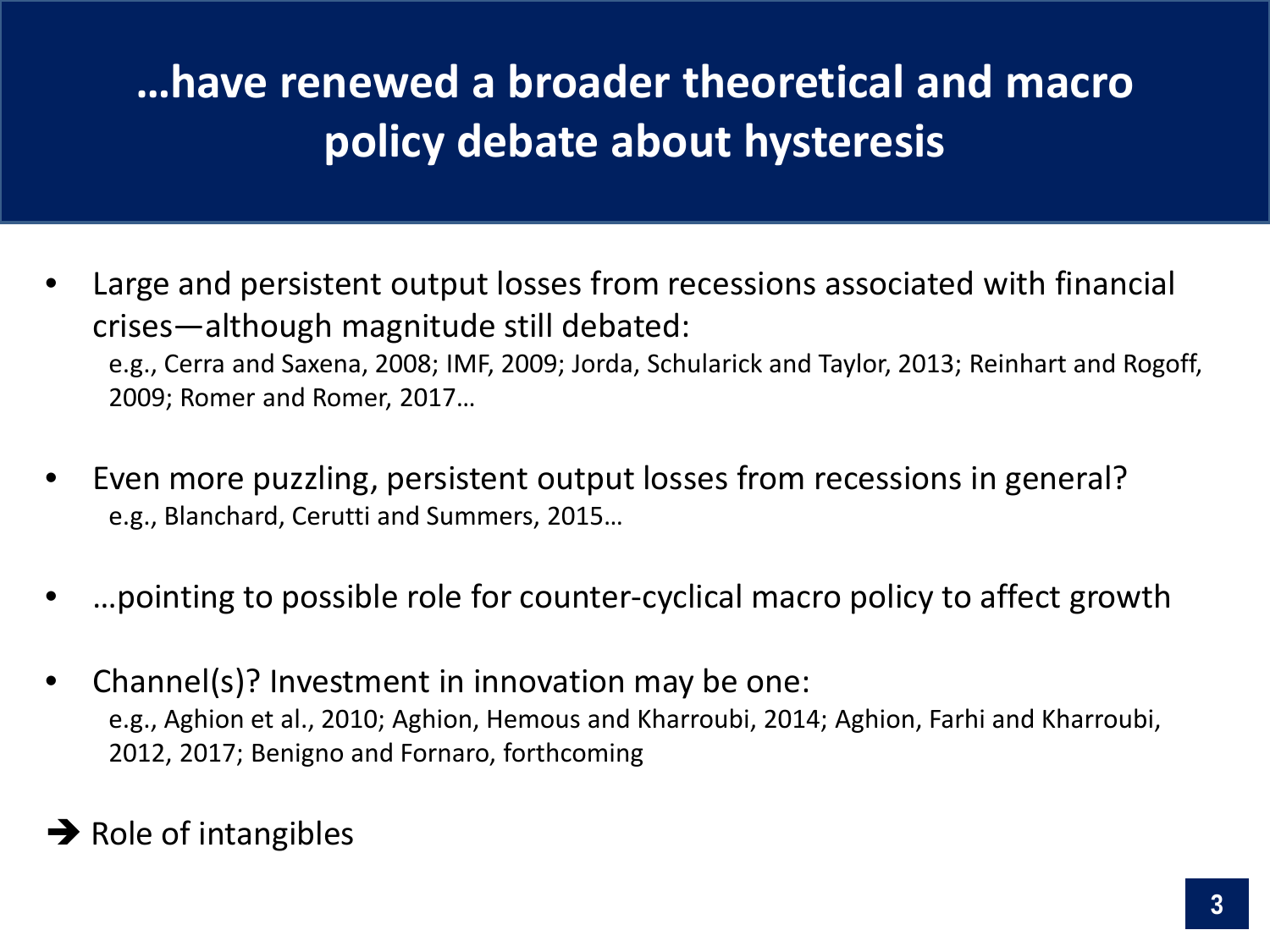# …have renewed a broader theoretical and macro policy debate about hysteresis

- Large and persistent output losses from recessions associated with financial crises—although magnitude still debated:
  e.g., Cerra and Saxena, 2008; IMF, 2009; Jorda, Schularick and Taylor, 2013; Reinhart and Rogoff, 2009; Romer and Romer, 2017…

- Even more puzzling, persistent output losses from recessions in general?
  e.g., Blanchard, Cerutti and Summers, 2015…

- …pointing to possible role for counter-cyclical macro policy to affect growth

- Channel(s)? Investment in innovation may be one:
  e.g., Aghion et al., 2010; Aghion, Hemous and Kharroubi, 2014; Aghion, Farhi and Kharroubi, 2012, 2017; Benigno and Fornaro, forthcoming

➔ Role of intangibles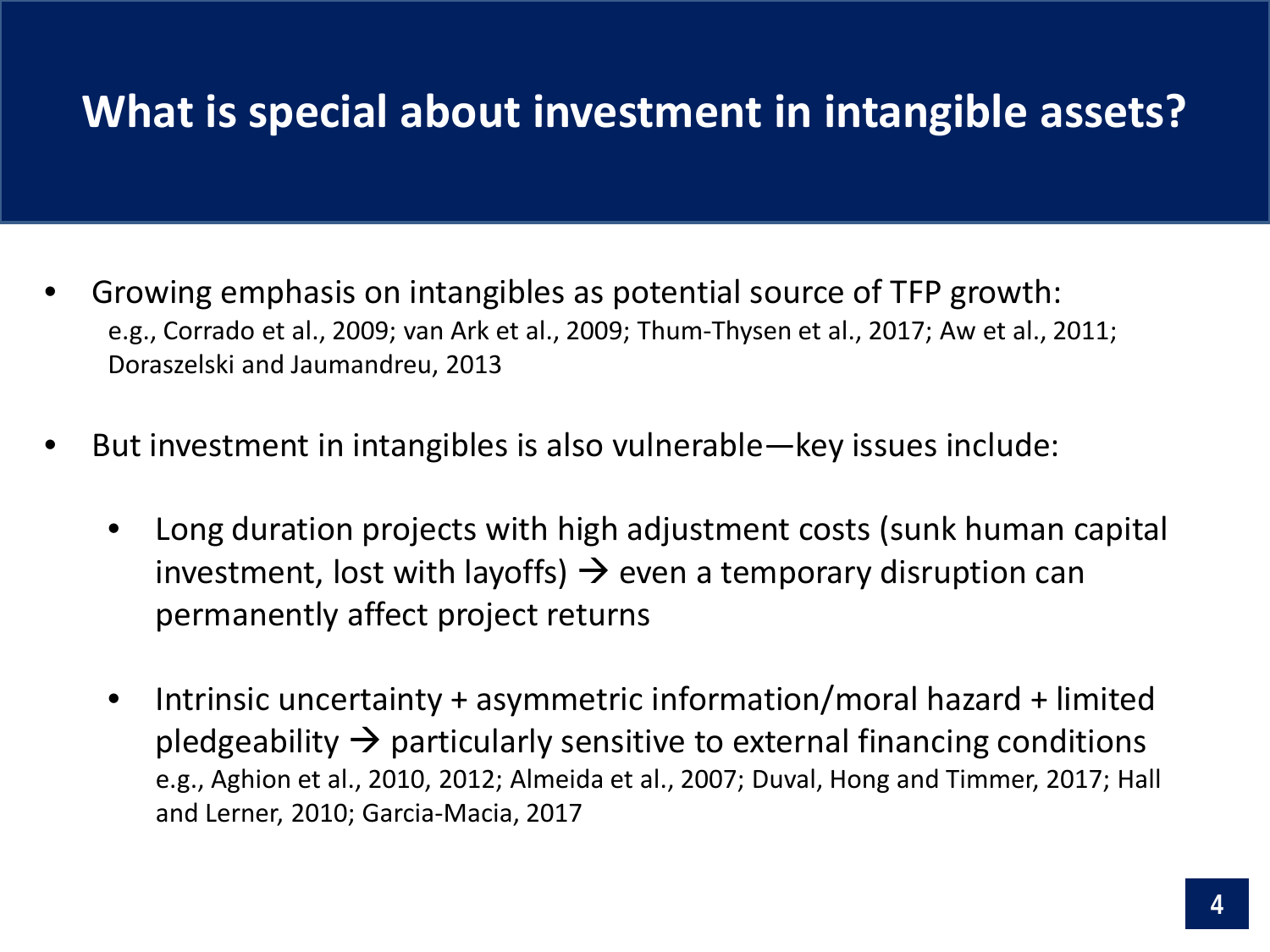# What is special about investment in intangible assets?

- Growing emphasis on intangibles as potential source of TFP growth:
  e.g., Corrado et al., 2009; van Ark et al., 2009; Thum-Thysen et al., 2017; Aw et al., 2011; Doraszelski and Jaumandreu, 2013

- But investment in intangibles is also vulnerable—key issues include:

  - Long duration projects with high adjustment costs (sunk human capital investment, lost with layoffs) → even a temporary disruption can permanently affect project returns

  - Intrinsic uncertainty + asymmetric information/moral hazard + limited pledgeability → particularly sensitive to external financing conditions
    e.g., Aghion et al., 2010, 2012; Almeida et al., 2007; Duval, Hong and Timmer, 2017; Hall and Lerner, 2010; Garcia-Macia, 2017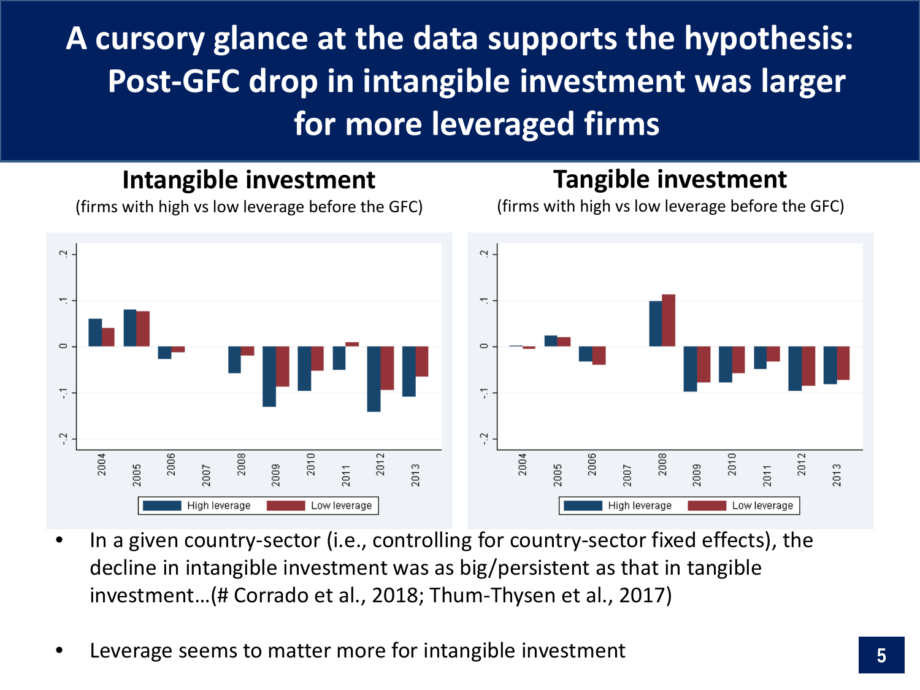# A cursory glance at the data supports the hypothesis: Post-GFC drop in intangible investment was larger for more leveraged firms

**Intangible investment**

(firms with high vs low leverage before the GFC)

**Tangible investment**

(firms with high vs low leverage before the GFC)

- In a given country-sector (i.e., controlling for country-sector fixed effects), the decline in intangible investment was as big/persistent as that in tangible investment…(# Corrado et al., 2018; Thum-Thysen et al., 2017)
- Leverage seems to matter more for intangible investment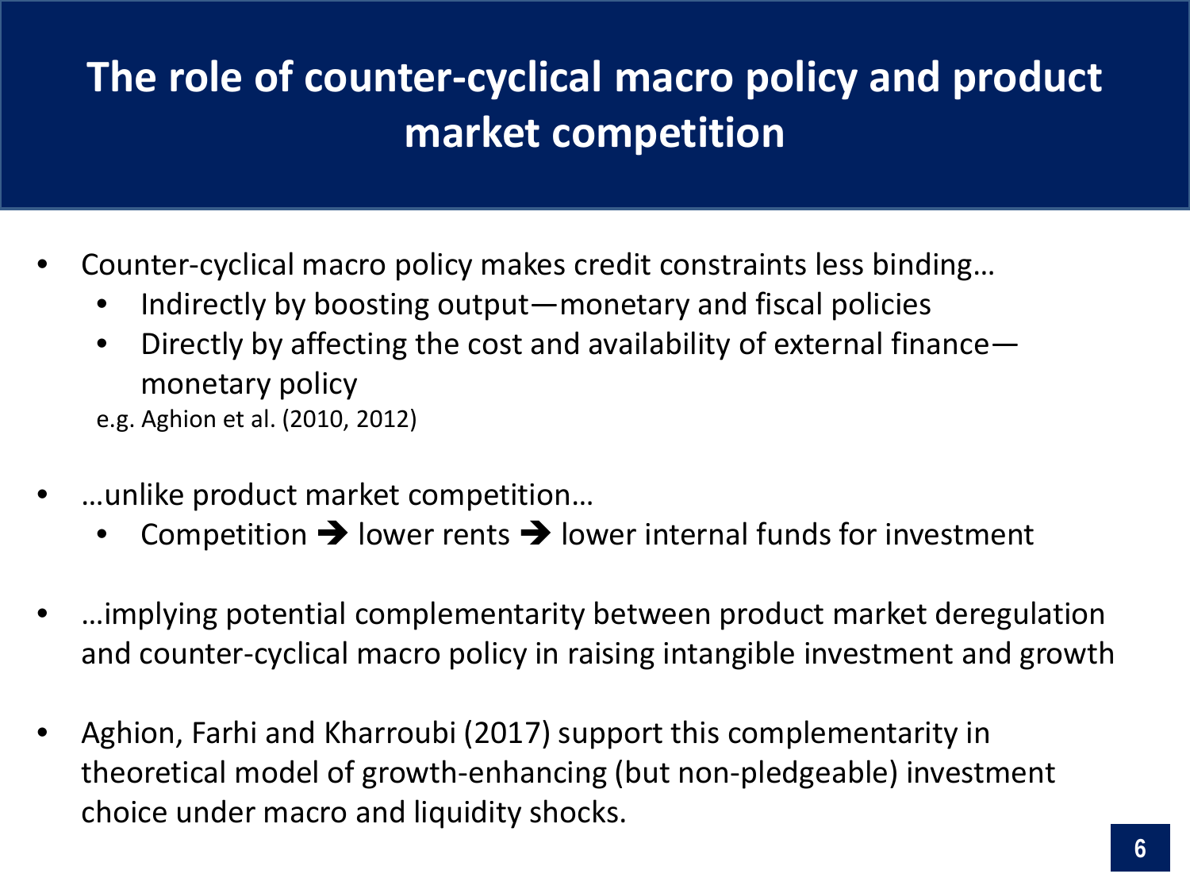# The role of counter-cyclical macro policy and product market competition

- Counter-cyclical macro policy makes credit constraints less binding…
  - Indirectly by boosting output—monetary and fiscal policies
  - Directly by affecting the cost and availability of external finance—monetary policy

  e.g. Aghion et al. (2010, 2012)

- …unlike product market competition…
  - Competition ➔ lower rents ➔ lower internal funds for investment

- …implying potential complementarity between product market deregulation and counter-cyclical macro policy in raising intangible investment and growth

- Aghion, Farhi and Kharroubi (2017) support this complementarity in theoretical model of growth-enhancing (but non-pledgeable) investment choice under macro and liquidity shocks.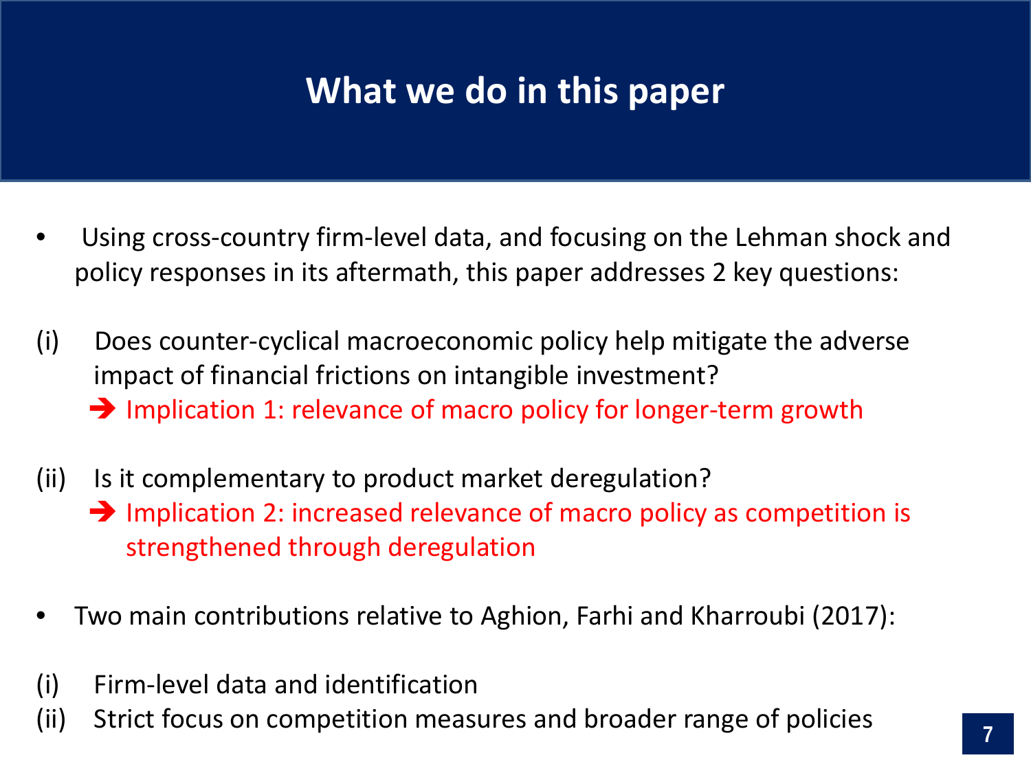# What we do in this paper

- Using cross-country firm-level data, and focusing on the Lehman shock and policy responses in its aftermath, this paper addresses 2 key questions:

(i) Does counter-cyclical macroeconomic policy help mitigate the adverse impact of financial frictions on intangible investment?
   ➔ Implication 1: relevance of macro policy for longer-term growth

(ii) Is it complementary to product market deregulation?
   ➔ Implication 2: increased relevance of macro policy as competition is strengthened through deregulation

- Two main contributions relative to Aghion, Farhi and Kharroubi (2017):

(i) Firm-level data and identification
(ii) Strict focus on competition measures and broader range of policies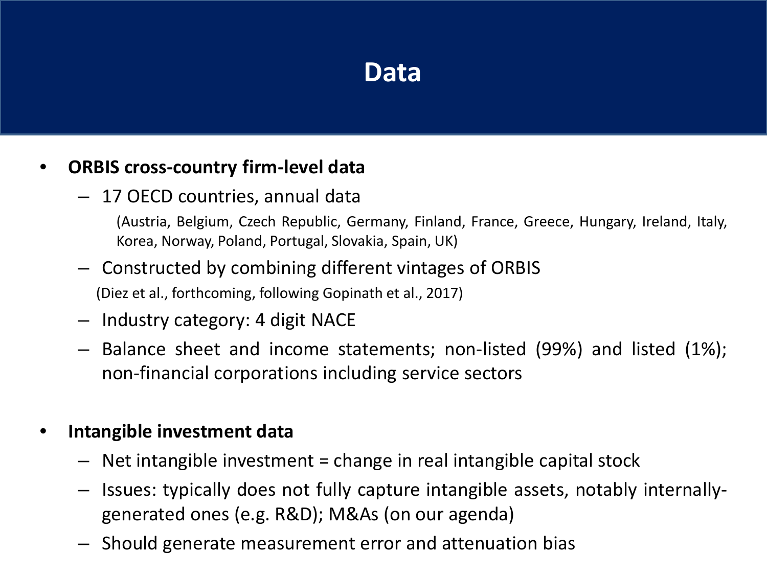# Data

- **ORBIS cross-country firm-level data**
  - 17 OECD countries, annual data

    (Austria, Belgium, Czech Republic, Germany, Finland, France, Greece, Hungary, Ireland, Italy, Korea, Norway, Poland, Portugal, Slovakia, Spain, UK)
  - Constructed by combining different vintages of ORBIS

    (Diez et al., forthcoming, following Gopinath et al., 2017)
  - Industry category: 4 digit NACE
  - Balance sheet and income statements; non-listed (99%) and listed (1%); non-financial corporations including service sectors

- **Intangible investment data**
  - Net intangible investment = change in real intangible capital stock
  - Issues: typically does not fully capture intangible assets, notably internally-generated ones (e.g. R&D); M&As (on our agenda)
  - Should generate measurement error and attenuation bias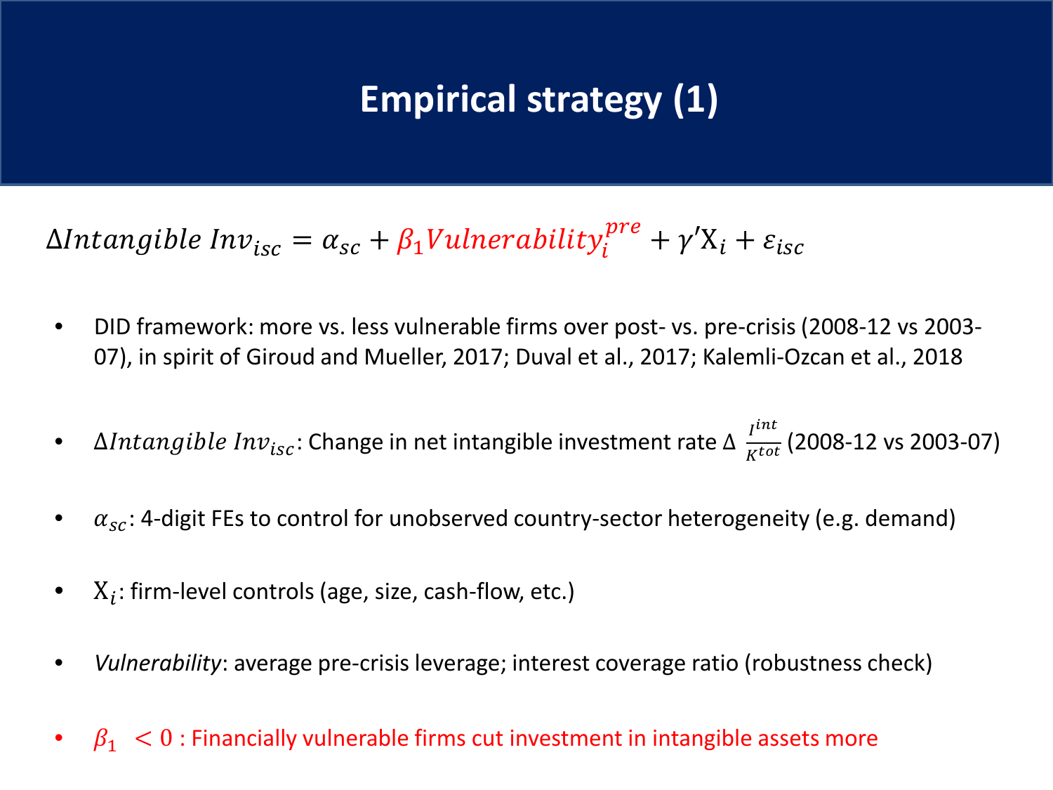# Empirical strategy (1)

$$\Delta Intangible\ Inv_{isc} = \alpha_{sc} + \beta_1 Vulnerability_i^{pre} + \gamma' \mathrm{X}_i + \varepsilon_{isc}$$

- DID framework: more vs. less vulnerable firms over post- vs. pre-crisis (2008-12 vs 2003-07), in spirit of Giroud and Mueller, 2017; Duval et al., 2017; Kalemli-Ozcan et al., 2018
- $\Delta Intangible\ Inv_{isc}$: Change in net intangible investment rate $\Delta\ \frac{I^{int}}{K^{tot}}$ (2008-12 vs 2003-07)
- $\alpha_{sc}$: 4-digit FEs to control for unobserved country-sector heterogeneity (e.g. demand)
- $\mathrm{X}_i$: firm-level controls (age, size, cash-flow, etc.)
- *Vulnerability*: average pre-crisis leverage; interest coverage ratio (robustness check)
- $\beta_1 < 0$ : Financially vulnerable firms cut investment in intangible assets more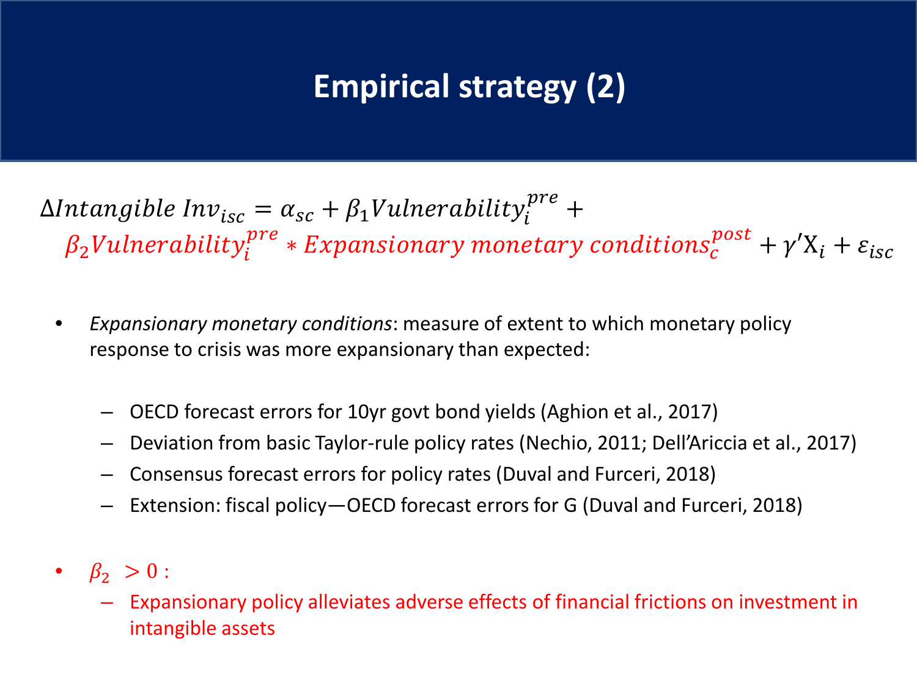# Empirical strategy (2)

$$\Delta Intangible\ Inv_{isc} = \alpha_{sc} + \beta_1 Vulnerability_i^{pre} + \beta_2 Vulnerability_i^{pre} * Expansionary\ monetary\ conditions_c^{post} + \gamma' \mathrm{X}_i + \varepsilon_{isc}$$

- *Expansionary monetary conditions*: measure of extent to which monetary policy response to crisis was more expansionary than expected:
  - OECD forecast errors for 10yr govt bond yields (Aghion et al., 2017)
  - Deviation from basic Taylor-rule policy rates (Nechio, 2011; Dell'Ariccia et al., 2017)
  - Consensus forecast errors for policy rates (Duval and Furceri, 2018)
  - Extension: fiscal policy—OECD forecast errors for G (Duval and Furceri, 2018)

- $\beta_2 > 0$ :
  - Expansionary policy alleviates adverse effects of financial frictions on investment in intangible assets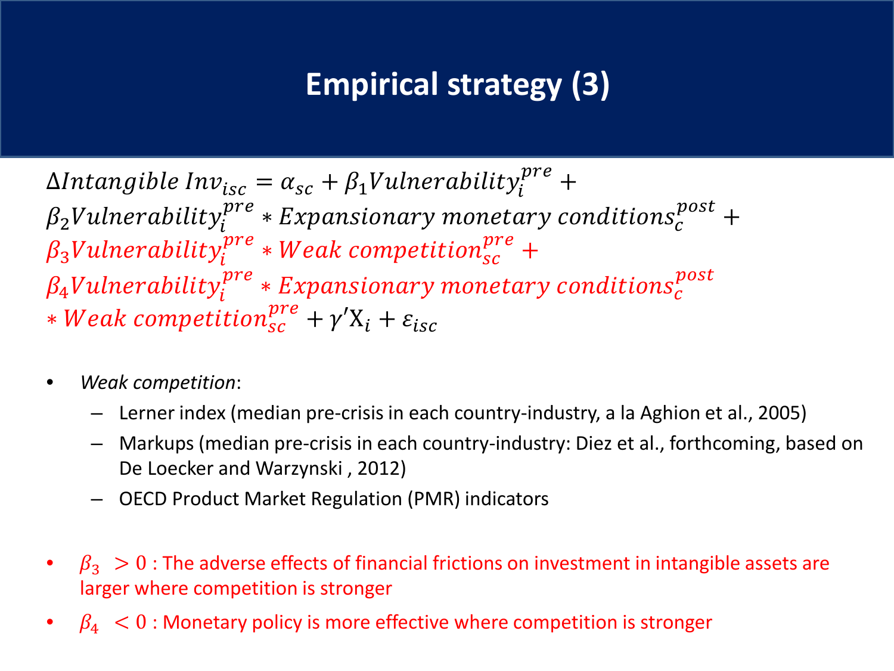# Empirical strategy (3)

$$
\begin{aligned}
\Delta Intangible\ Inv_{isc} = {} & \alpha_{sc} + \beta_1 Vulnerability_i^{pre} + \\
& \beta_2 Vulnerability_i^{pre} * Expansionary\ monetary\ conditions_c^{post} + \\
& \beta_3 Vulnerability_i^{pre} * Weak\ competition_{sc}^{pre} + \\
& \beta_4 Vulnerability_i^{pre} * Expansionary\ monetary\ conditions_c^{post} \\
& * Weak\ competition_{sc}^{pre} + \gamma' \mathrm{X}_i + \varepsilon_{isc}
\end{aligned}
$$

- *Weak competition*:
  - Lerner index (median pre-crisis in each country-industry, a la Aghion et al., 2005)
  - Markups (median pre-crisis in each country-industry: Diez et al., forthcoming, based on De Loecker and Warzynski , 2012)
  - OECD Product Market Regulation (PMR) indicators

- $\beta_3 > 0$ : The adverse effects of financial frictions on investment in intangible assets are larger where competition is stronger
- $\beta_4 < 0$ : Monetary policy is more effective where competition is stronger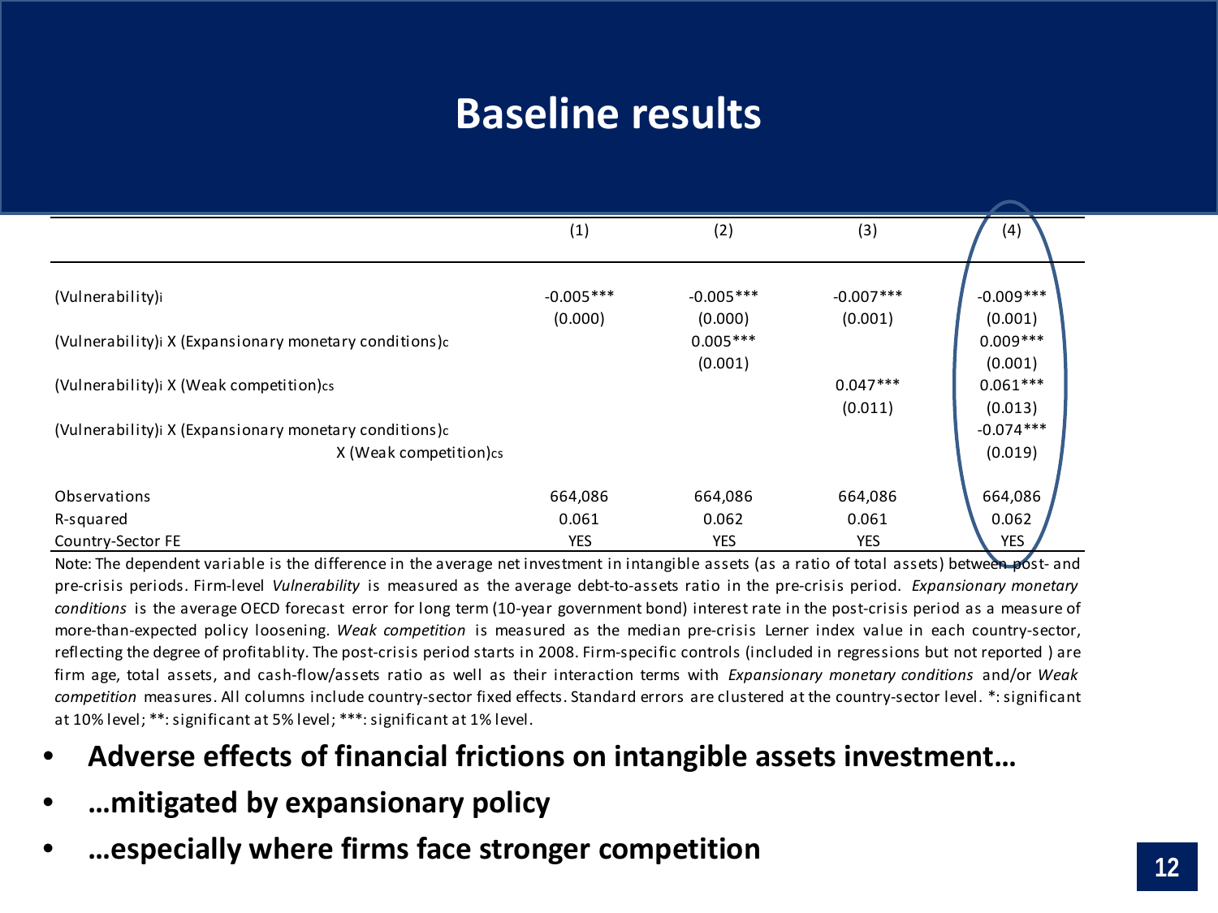# Baseline results

| | (1) | (2) | (3) | (4) |
|---|---|---|---|---|
| $(\text{Vulnerability})_i$ | -0.005*** | -0.005*** | -0.007*** | -0.009*** |
| | (0.000) | (0.000) | (0.001) | (0.001) |
| $(\text{Vulnerability})_i$ X $(\text{Expansionary monetary conditions})_c$ | | 0.005*** | | 0.009*** |
| | | (0.001) | | (0.001) |
| $(\text{Vulnerability})_i$ X $(\text{Weak competition})_{cs}$ | | | 0.047*** | 0.061*** |
| | | | (0.011) | (0.013) |
| $(\text{Vulnerability})_i$ X $(\text{Expansionary monetary conditions})_c$ X $(\text{Weak competition})_{cs}$ | | | | -0.074*** |
| | | | | (0.019) |
| Observations | 664,086 | 664,086 | 664,086 | 664,086 |
| R-squared | 0.061 | 0.062 | 0.061 | 0.062 |
| Country-Sector FE | YES | YES | YES | YES |

Note: The dependent variable is the difference in the average net investment in intangible assets (as a ratio of total assets) between post- and pre-crisis periods. Firm-level *Vulnerability* is measured as the average debt-to-assets ratio in the pre-crisis period. *Expansionary monetary conditions* is the average OECD forecast error for long term (10-year government bond) interest rate in the post-crisis period as a measure of more-than-expected policy loosening. *Weak competition* is measured as the median pre-crisis Lerner index value in each country-sector, reflecting the degree of profitablity. The post-crisis period starts in 2008. Firm-specific controls (included in regressions but not reported ) are firm age, total assets, and cash-flow/assets ratio as well as their interaction terms with *Expansionary monetary conditions* and/or *Weak competition* measures. All columns include country-sector fixed effects. Standard errors are clustered at the country-sector level. *: significant at 10% level; **: significant at 5% level; ***: significant at 1% level.

- **Adverse effects of financial frictions on intangible assets investment…**
- **…mitigated by expansionary policy**
- **…especially where firms face stronger competition**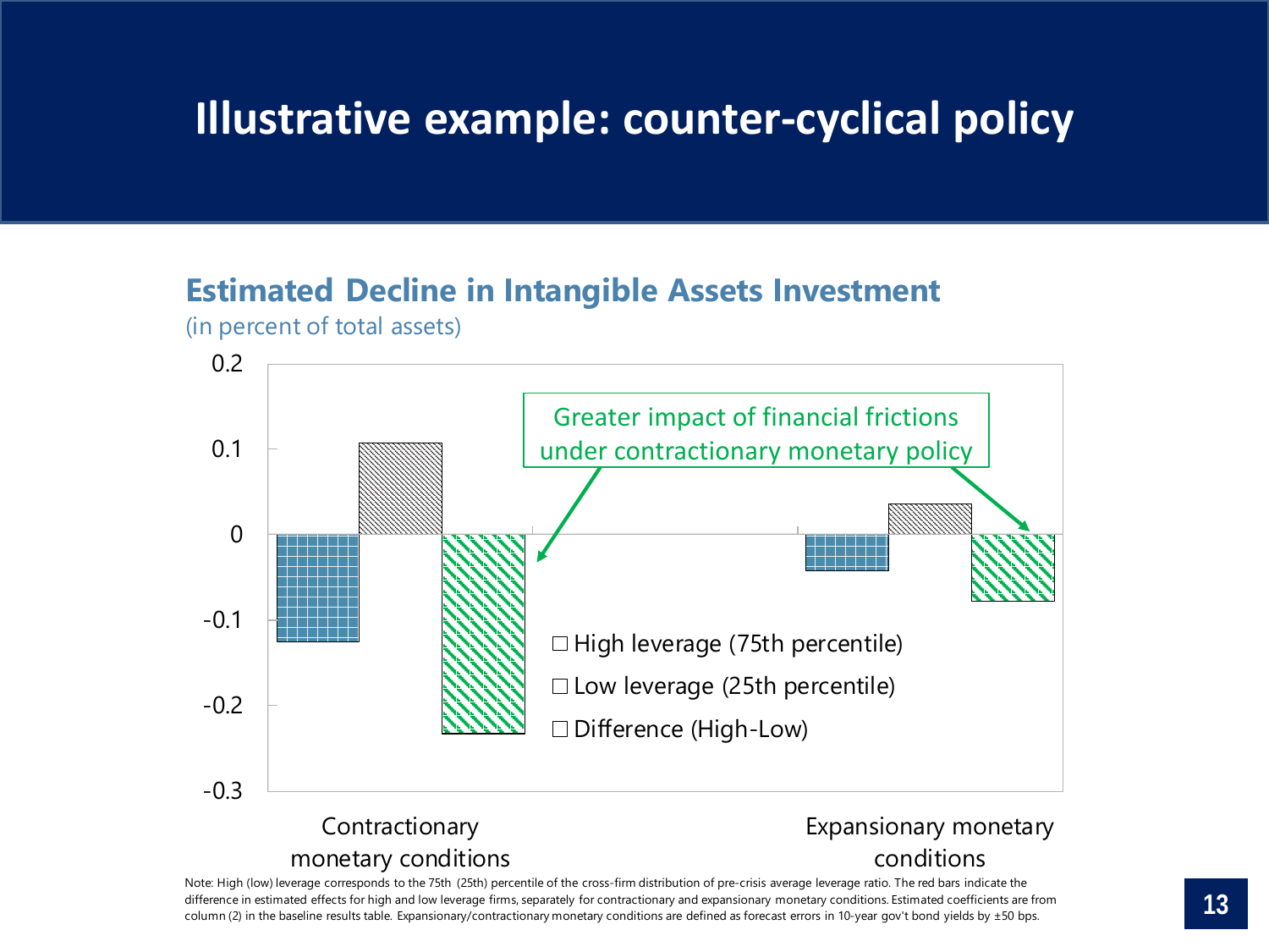# Illustrative example: counter-cyclical policy

## Estimated Decline in Intangible Assets Investment

(in percent of total assets)

Greater impact of financial frictions under contractionary monetary policy

- High leverage (75th percentile)
- Low leverage (25th percentile)
- Difference (High-Low)

| | High leverage (75th percentile) | Low leverage (25th percentile) | Difference (High-Low) |
|---|---|---|---|
| Contractionary monetary conditions | -0.13 | 0.11 | -0.23 |
| Expansionary monetary conditions | -0.04 | 0.04 | -0.08 |

Note: High (low) leverage corresponds to the 75th (25th) percentile of the cross-firm distribution of pre-crisis average leverage ratio. The red bars indicate the difference in estimated effects for high and low leverage firms, separately for contractionary and expansionary monetary conditions. Estimated coefficients are from column (2) in the baseline results table. Expansionary/contractionary monetary conditions are defined as forecast errors in 10-year gov't bond yields by ±50 bps.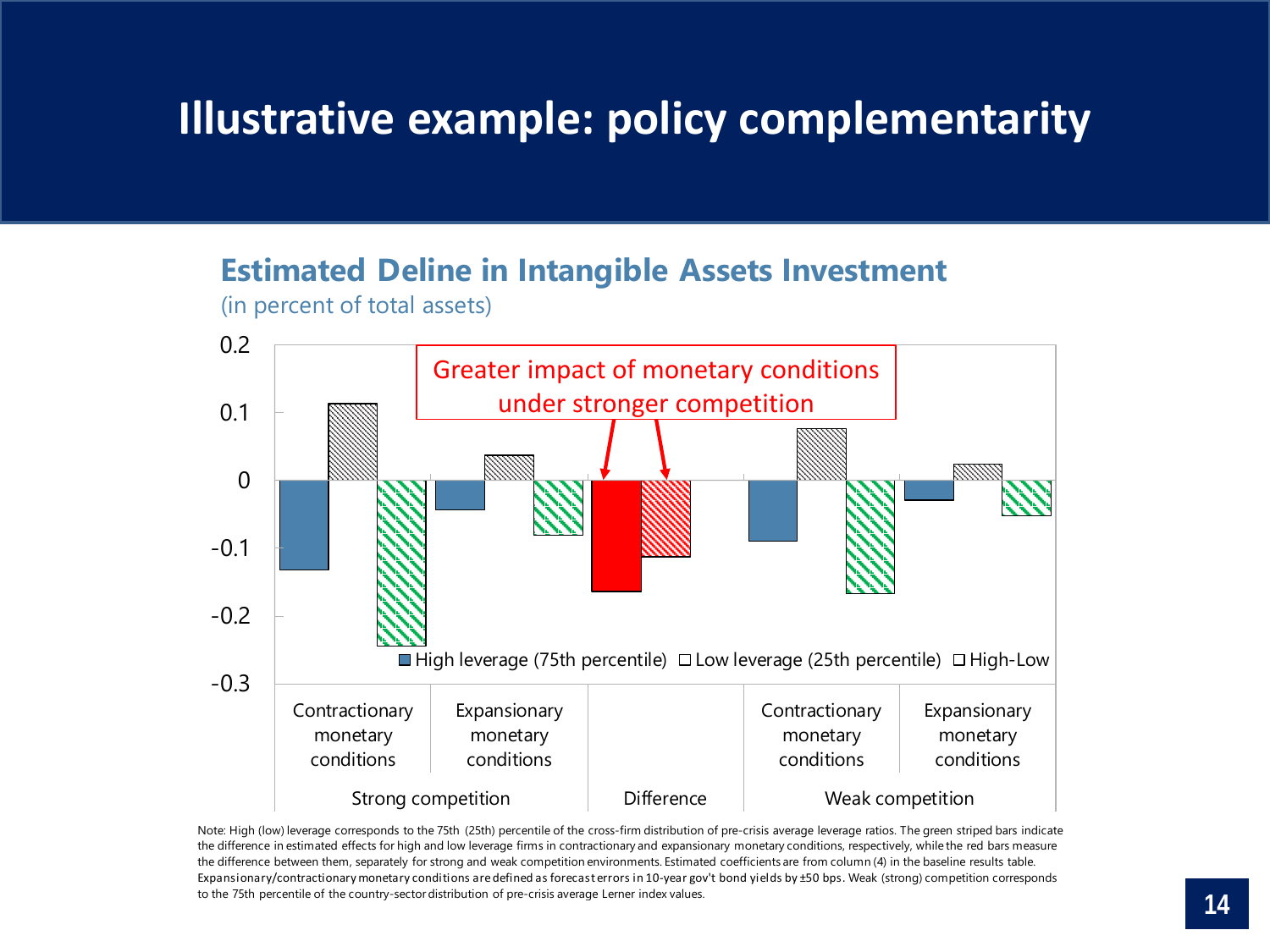# Illustrative example: policy complementarity

**Estimated Deline in Intangible Assets Investment**

(in percent of total assets)

Greater impact of monetary conditions under stronger competition

■ High leverage (75th percentile) □ Low leverage (25th percentile) □ High-Low

| | Strong competition | | Difference | Weak competition | |
|---|---|---|---|---|---|
| | Contractionary monetary conditions | Expansionary monetary conditions | | Contractionary monetary conditions | Expansionary monetary conditions |

Note: High (low) leverage corresponds to the 75th (25th) percentile of the cross-firm distribution of pre-crisis average leverage ratios. The green striped bars indicate the difference in estimated effects for high and low leverage firms in contractionary and expansionary monetary conditions, respectively, while the red bars measure the difference between them, separately for strong and weak competition environments. Estimated coefficients are from column (4) in the baseline results table. Expansionary/contractionary monetary conditions are defined as forecast errors in 10-year gov't bond yields by ±50 bps. Weak (strong) competition corresponds to the 75th percentile of the country-sector distribution of pre-crisis average Lerner index values.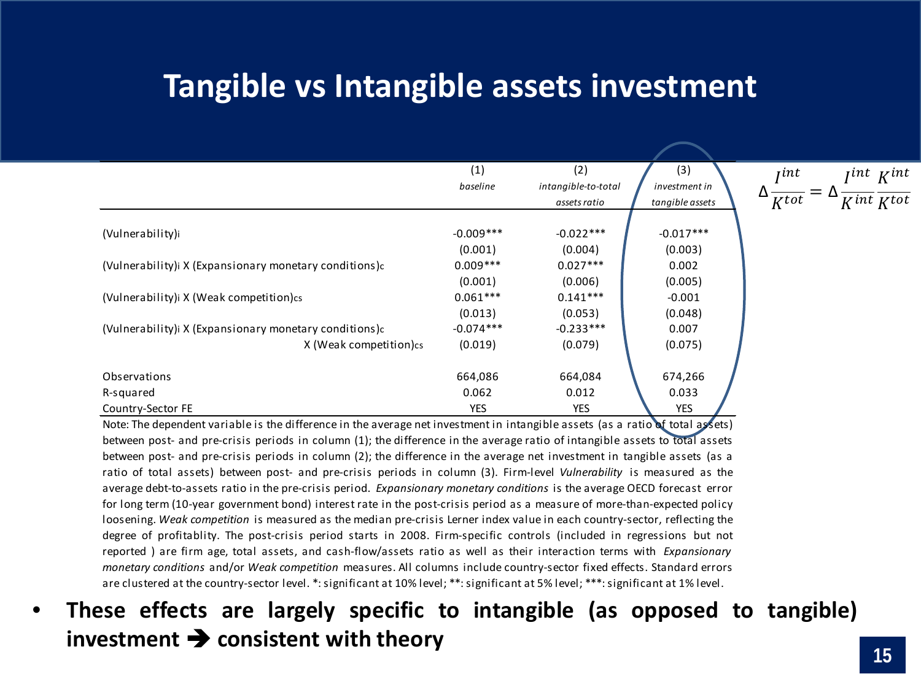# Tangible vs Intangible assets investment

| | (1) *baseline* | (2) *intangible-to-total assets ratio* | (3) *investment in tangible assets* |
|---|---|---|---|
| $(\text{Vulnerability})_i$ | -0.009*** | -0.022*** | -0.017*** |
| | (0.001) | (0.004) | (0.003) |
| $(\text{Vulnerability})_i$ X $(\text{Expansionary monetary conditions})_c$ | 0.009*** | 0.027*** | 0.002 |
| | (0.001) | (0.006) | (0.005) |
| $(\text{Vulnerability})_i$ X $(\text{Weak competition})_{cs}$ | 0.061*** | 0.141*** | -0.001 |
| | (0.013) | (0.053) | (0.048) |
| $(\text{Vulnerability})_i$ X $(\text{Expansionary monetary conditions})_c$ X $(\text{Weak competition})_{cs}$ | -0.074*** | -0.233*** | 0.007 |
| | (0.019) | (0.079) | (0.075) |
| Observations | 664,086 | 664,084 | 674,266 |
| R-squared | 0.062 | 0.012 | 0.033 |
| Country-Sector FE | YES | YES | YES |

$$\Delta \frac{I^{int}}{K^{tot}} = \Delta \frac{I^{int}}{K^{int}} \frac{K^{int}}{K^{tot}}$$

Note: The dependent variable is the difference in the average net investment in intangible assets (as a ratio of total assets) between post- and pre-crisis periods in column (1); the difference in the average ratio of intangible assets to total assets between post- and pre-crisis periods in column (2); the difference in the average net investment in tangible assets (as a ratio of total assets) between post- and pre-crisis periods in column (3). Firm-level *Vulnerability* is measured as the average debt-to-assets ratio in the pre-crisis period. *Expansionary monetary conditions* is the average OECD forecast error for long term (10-year government bond) interest rate in the post-crisis period as a measure of more-than-expected policy loosening. *Weak competition* is measured as the median pre-crisis Lerner index value in each country-sector, reflecting the degree of profitablity. The post-crisis period starts in 2008. Firm-specific controls (included in regressions but not reported ) are firm age, total assets, and cash-flow/assets ratio as well as their interaction terms with *Expansionary monetary conditions* and/or *Weak competition* measures. All columns include country-sector fixed effects. Standard errors are clustered at the country-sector level. *: significant at 10% level; **: significant at 5% level; ***: significant at 1% level.

- **These effects are largely specific to intangible (as opposed to tangible) investment ➔ consistent with theory**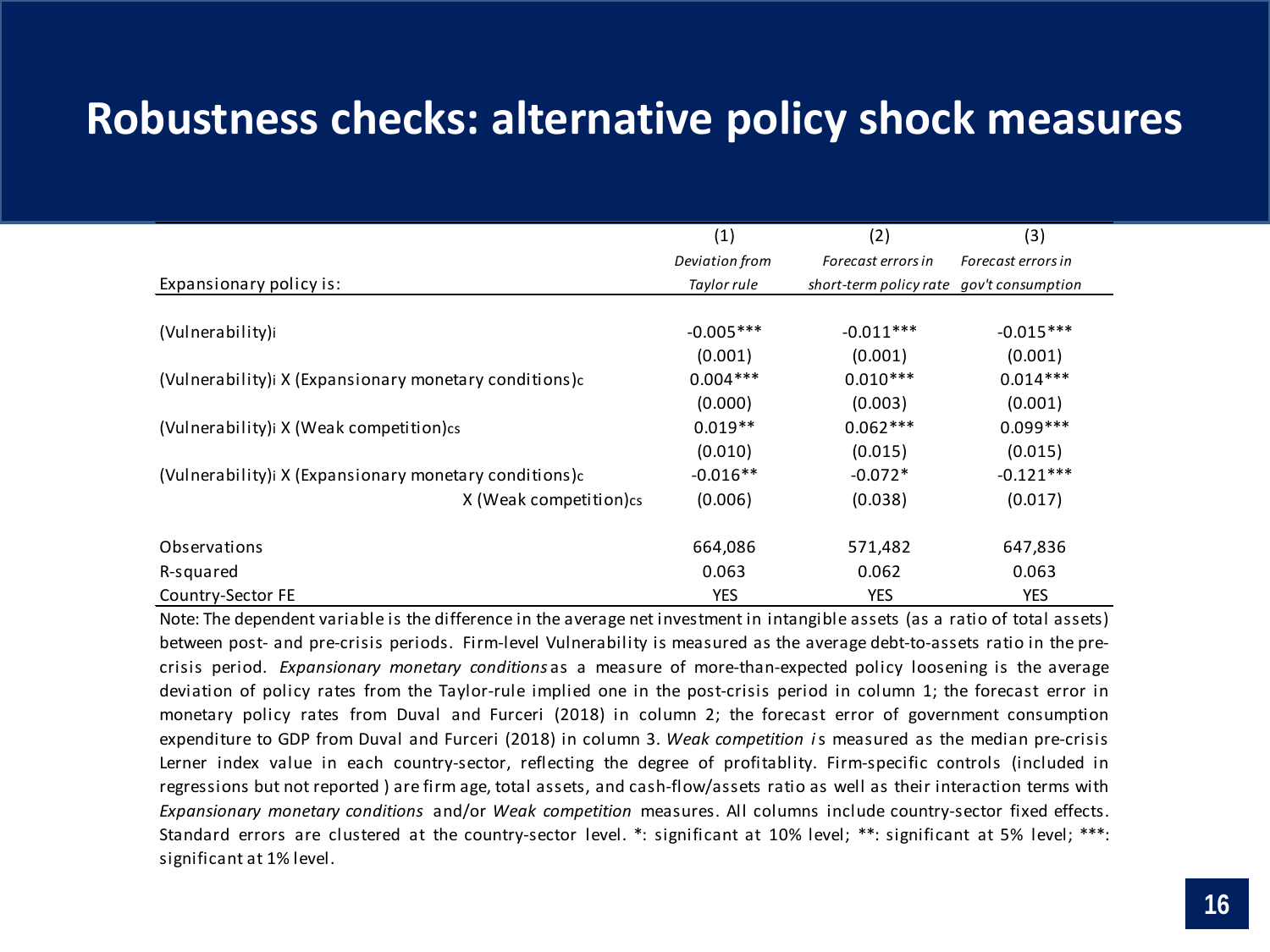# Robustness checks: alternative policy shock measures

| Expansionary policy is: | (1) *Deviation from Taylor rule* | (2) *Forecast errors in short-term policy rate* | (3) *Forecast errors in gov't consumption* |
|---|---|---|---|
| $(\text{Vulnerability})_i$ | -0.005*** | -0.011*** | -0.015*** |
| | (0.001) | (0.001) | (0.001) |
| $(\text{Vulnerability})_i$ X $(\text{Expansionary monetary conditions})_c$ | 0.004*** | 0.010*** | 0.014*** |
| | (0.000) | (0.003) | (0.001) |
| $(\text{Vulnerability})_i$ X $(\text{Weak competition})_{cs}$ | 0.019** | 0.062*** | 0.099*** |
| | (0.010) | (0.015) | (0.015) |
| $(\text{Vulnerability})_i$ X $(\text{Expansionary monetary conditions})_c$ X $(\text{Weak competition})_{cs}$ | -0.016** | -0.072* | -0.121*** |
| | (0.006) | (0.038) | (0.017) |
| Observations | 664,086 | 571,482 | 647,836 |
| R-squared | 0.063 | 0.062 | 0.063 |
| Country-Sector FE | YES | YES | YES |

Note: The dependent variable is the difference in the average net investment in intangible assets (as a ratio of total assets) between post- and pre-crisis periods. Firm-level Vulnerability is measured as the average debt-to-assets ratio in the pre-crisis period. *Expansionary monetary conditions* as a measure of more-than-expected policy loosening is the average deviation of policy rates from the Taylor-rule implied one in the post-crisis period in column 1; the forecast error in monetary policy rates from Duval and Furceri (2018) in column 2; the forecast error of government consumption expenditure to GDP from Duval and Furceri (2018) in column 3. *Weak competition* is measured as the median pre-crisis Lerner index value in each country-sector, reflecting the degree of profitablity. Firm-specific controls (included in regressions but not reported ) are firm age, total assets, and cash-flow/assets ratio as well as their interaction terms with *Expansionary monetary conditions* and/or *Weak competition* measures. All columns include country-sector fixed effects. Standard errors are clustered at the country-sector level. *: significant at 10% level; **: significant at 5% level; ***: significant at 1% level.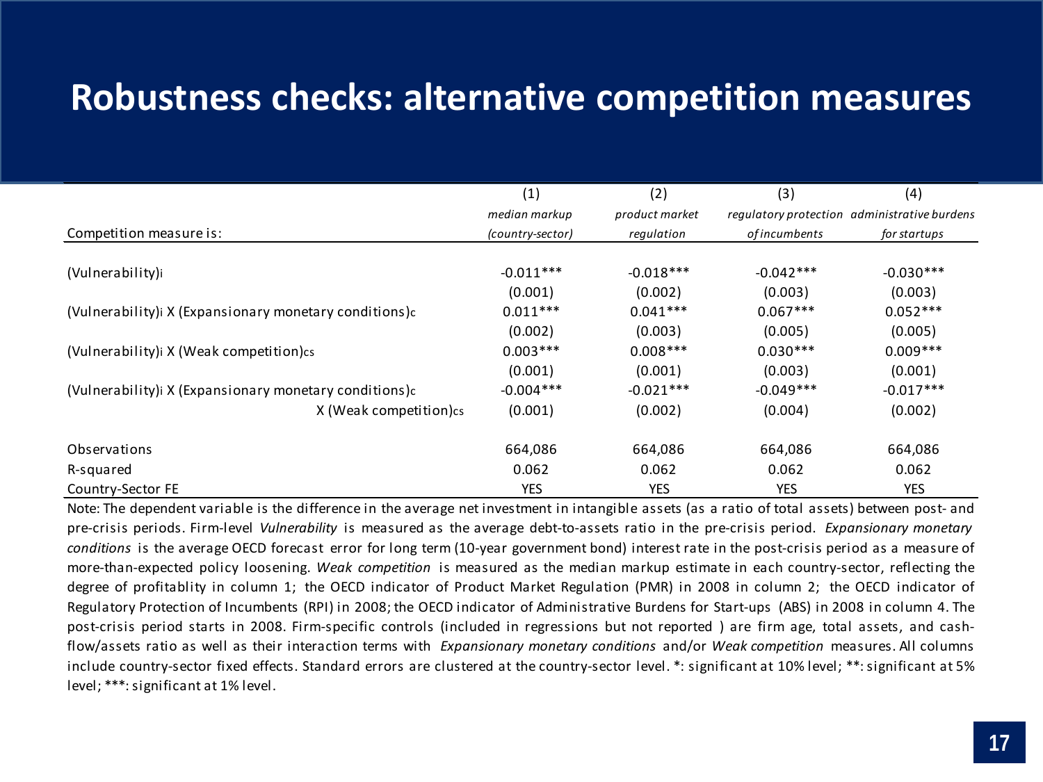# Robustness checks: alternative competition measures

| | (1) | (2) | (3) | (4) |
|---|---|---|---|---|
| Competition measure is: | *median markup (country-sector)* | *product market regulation* | *regulatory protection of incumbents* | *administrative burdens for startups* |
| $(\text{Vulnerability})_i$ | -0.011*** | -0.018*** | -0.042*** | -0.030*** |
| | (0.001) | (0.002) | (0.003) | (0.003) |
| $(\text{Vulnerability})_i$ X $(\text{Expansionary monetary conditions})_c$ | 0.011*** | 0.041*** | 0.067*** | 0.052*** |
| | (0.002) | (0.003) | (0.005) | (0.005) |
| $(\text{Vulnerability})_i$ X $(\text{Weak competition})_{cs}$ | 0.003*** | 0.008*** | 0.030*** | 0.009*** |
| | (0.001) | (0.001) | (0.003) | (0.001) |
| $(\text{Vulnerability})_i$ X $(\text{Expansionary monetary conditions})_c$ | -0.004*** | -0.021*** | -0.049*** | -0.017*** |
| X $(\text{Weak competition})_{cs}$ | (0.001) | (0.002) | (0.004) | (0.002) |
| Observations | 664,086 | 664,086 | 664,086 | 664,086 |
| R-squared | 0.062 | 0.062 | 0.062 | 0.062 |
| Country-Sector FE | YES | YES | YES | YES |

Note: The dependent variable is the difference in the average net investment in intangible assets (as a ratio of total assets) between post- and pre-crisis periods. Firm-level *Vulnerability* is measured as the average debt-to-assets ratio in the pre-crisis period. *Expansionary monetary conditions* is the average OECD forecast error for long term (10-year government bond) interest rate in the post-crisis period as a measure of more-than-expected policy loosening. *Weak competition* is measured as the median markup estimate in each country-sector, reflecting the degree of profitablity in column 1; the OECD indicator of Product Market Regulation (PMR) in 2008 in column 2; the OECD indicator of Regulatory Protection of Incumbents (RPI) in 2008; the OECD indicator of Administrative Burdens for Start-ups (ABS) in 2008 in column 4. The post-crisis period starts in 2008. Firm-specific controls (included in regressions but not reported ) are firm age, total assets, and cash-flow/assets ratio as well as their interaction terms with *Expansionary monetary conditions* and/or *Weak competition* measures. All columns include country-sector fixed effects. Standard errors are clustered at the country-sector level. *: significant at 10% level; **: significant at 5% level; ***: significant at 1% level.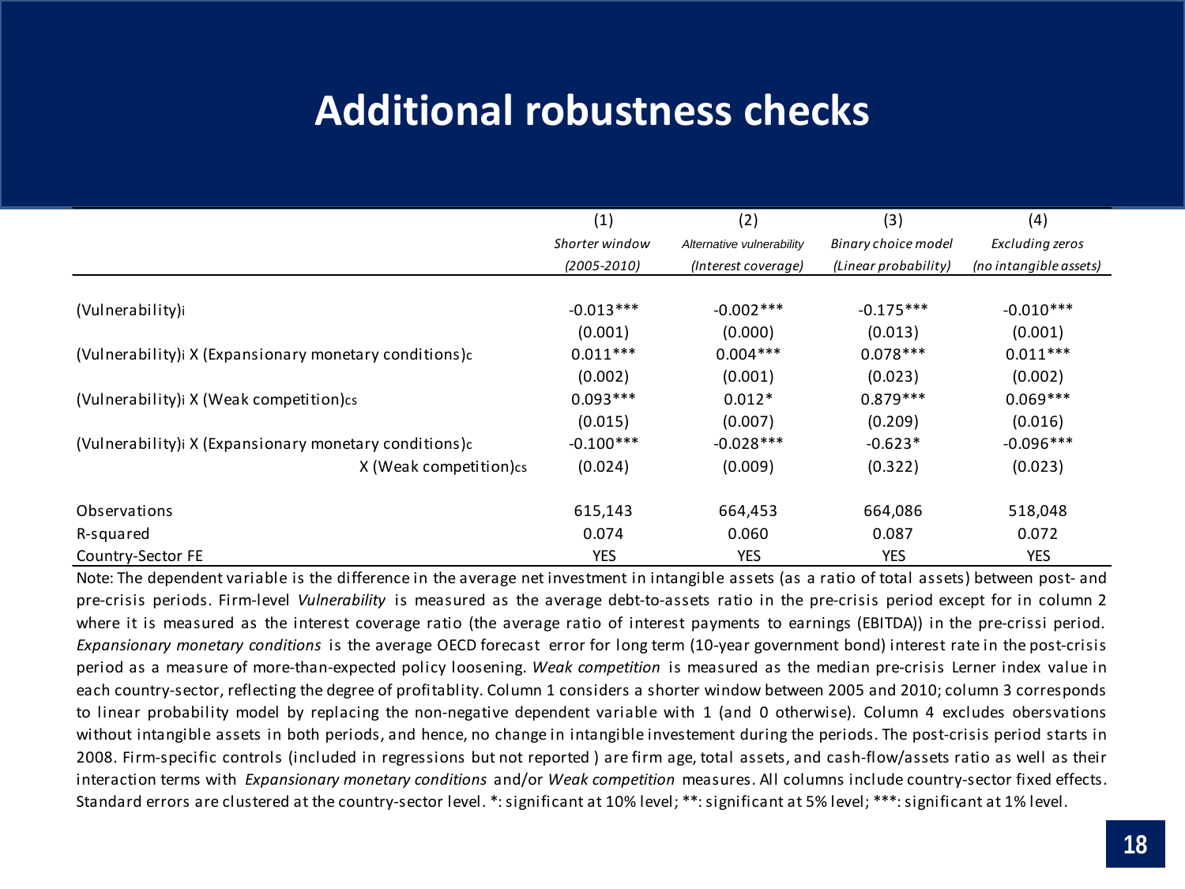# Additional robustness checks

| | (1) | (2) | (3) | (4) |
|---|---|---|---|---|
| | *Shorter window* | *Alternative vulnerability* | *Binary choice model* | *Excluding zeros* |
| | *(2005-2010)* | *(Interest coverage)* | *(Linear probability)* | *(no intangible assets)* |
| (Vulnerability)$_i$ | -0.013*** | -0.002*** | -0.175*** | -0.010*** |
| | (0.001) | (0.000) | (0.013) | (0.001) |
| (Vulnerability)$_i$ X (Expansionary monetary conditions)$_c$ | 0.011*** | 0.004*** | 0.078*** | 0.011*** |
| | (0.002) | (0.001) | (0.023) | (0.002) |
| (Vulnerability)$_i$ X (Weak competition)$_{cs}$ | 0.093*** | 0.012* | 0.879*** | 0.069*** |
| | (0.015) | (0.007) | (0.209) | (0.016) |
| (Vulnerability)$_i$ X (Expansionary monetary conditions)$_c$ | -0.100*** | -0.028*** | -0.623* | -0.096*** |
| X (Weak competition)$_{cs}$ | (0.024) | (0.009) | (0.322) | (0.023) |
| Observations | 615,143 | 664,453 | 664,086 | 518,048 |
| R-squared | 0.074 | 0.060 | 0.087 | 0.072 |
| Country-Sector FE | YES | YES | YES | YES |

Note: The dependent variable is the difference in the average net investment in intangible assets (as a ratio of total assets) between post- and pre-crisis periods. Firm-level *Vulnerability* is measured as the average debt-to-assets ratio in the pre-crisis period except for in column 2 where it is measured as the interest coverage ratio (the average ratio of interest payments to earnings (EBITDA)) in the pre-crissi period. *Expansionary monetary conditions* is the average OECD forecast error for long term (10-year government bond) interest rate in the post-crisis period as a measure of more-than-expected policy loosening. *Weak competition* is measured as the median pre-crisis Lerner index value in each country-sector, reflecting the degree of profitablity. Column 1 considers a shorter window between 2005 and 2010; column 3 corresponds to linear probability model by replacing the non-negative dependent variable with 1 (and 0 otherwise). Column 4 excludes obersvations without intangible assets in both periods, and hence, no change in intangible investement during the periods. The post-crisis period starts in 2008. Firm-specific controls (included in regressions but not reported ) are firm age, total assets, and cash-flow/assets ratio as well as their interaction terms with *Expansionary monetary conditions* and/or *Weak competition* measures. All columns include country-sector fixed effects. Standard errors are clustered at the country-sector level. *: significant at 10% level; **: significant at 5% level; ***: significant at 1% level.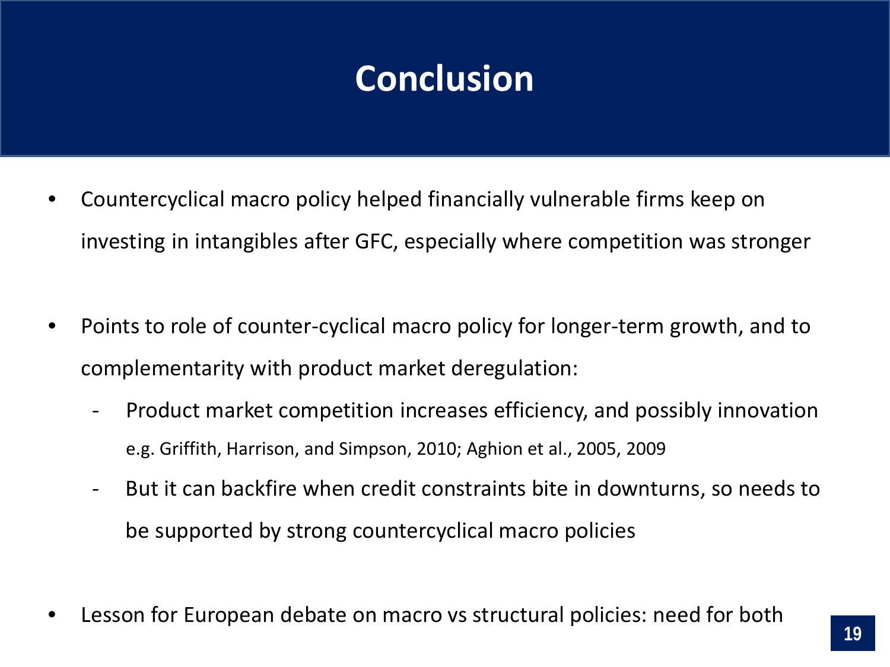# Conclusion

- Countercyclical macro policy helped financially vulnerable firms keep on investing in intangibles after GFC, especially where competition was stronger

- Points to role of counter-cyclical macro policy for longer-term growth, and to complementarity with product market deregulation:
  - Product market competition increases efficiency, and possibly innovation
    e.g. Griffith, Harrison, and Simpson, 2010; Aghion et al., 2005, 2009
  - But it can backfire when credit constraints bite in downturns, so needs to be supported by strong countercyclical macro policies

- Lesson for European debate on macro vs structural policies: need for both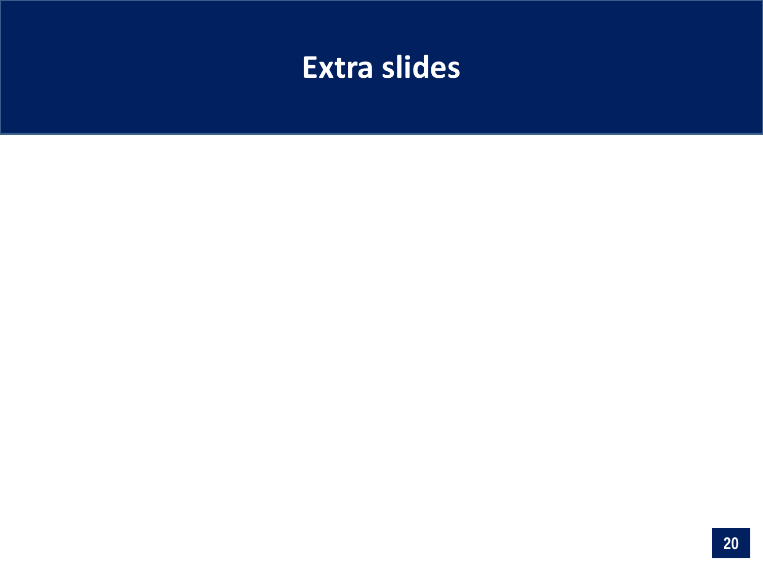# Extra slides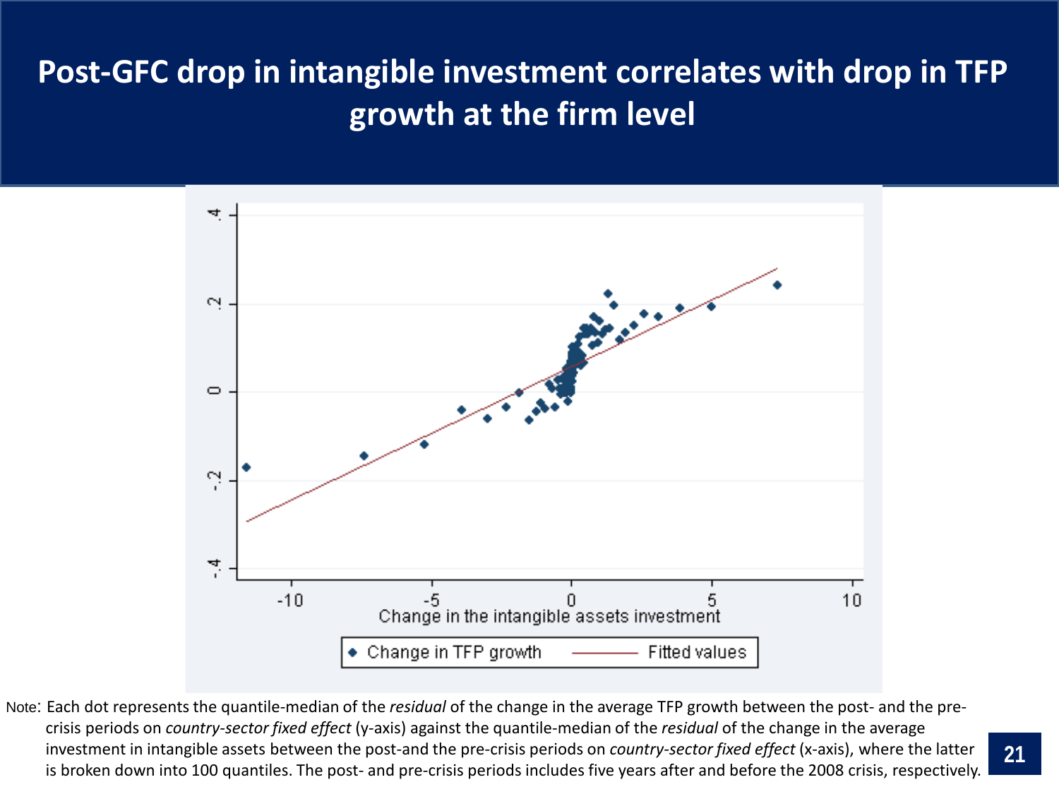# Post-GFC drop in intangible investment correlates with drop in TFP growth at the firm level

Note: Each dot represents the quantile-median of the *residual* of the change in the average TFP growth between the post- and the pre-crisis periods on *country-sector fixed effect* (y-axis) against the quantile-median of the *residual* of the change in the average investment in intangible assets between the post-and the pre-crisis periods on *country-sector fixed effect* (x-axis), where the latter is broken down into 100 quantiles. The post- and pre-crisis periods includes five years after and before the 2008 crisis, respectively.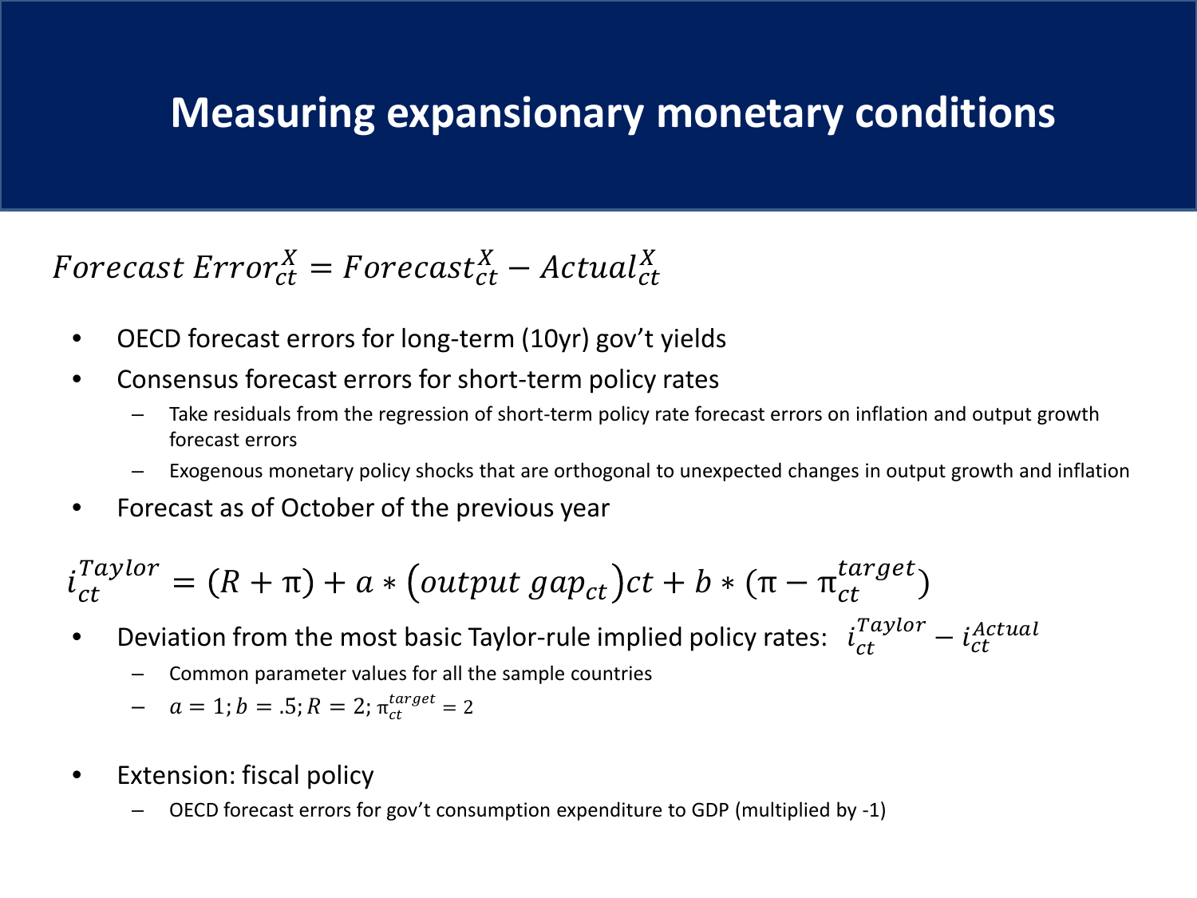# Measuring expansionary monetary conditions

$$Forecast\ Error_{ct}^{X} = Forecast_{ct}^{X} - Actual_{ct}^{X}$$

- OECD forecast errors for long-term (10yr) gov't yields
- Consensus forecast errors for short-term policy rates
  - Take residuals from the regression of short-term policy rate forecast errors on inflation and output growth forecast errors
  - Exogenous monetary policy shocks that are orthogonal to unexpected changes in output growth and inflation
- Forecast as of October of the previous year

$$i_{ct}^{Taylor} = (R + \pi) + a * \left(output\ gap_{ct}\right)ct + b * (\pi - \pi_{ct}^{target})$$

- Deviation from the most basic Taylor-rule implied policy rates: $i_{ct}^{Taylor} - i_{ct}^{Actual}$
  - Common parameter values for all the sample countries
  - $a = 1; b = .5; R = 2; \pi_{ct}^{target} = 2$

- Extension: fiscal policy
  - OECD forecast errors for gov't consumption expenditure to GDP (multiplied by -1)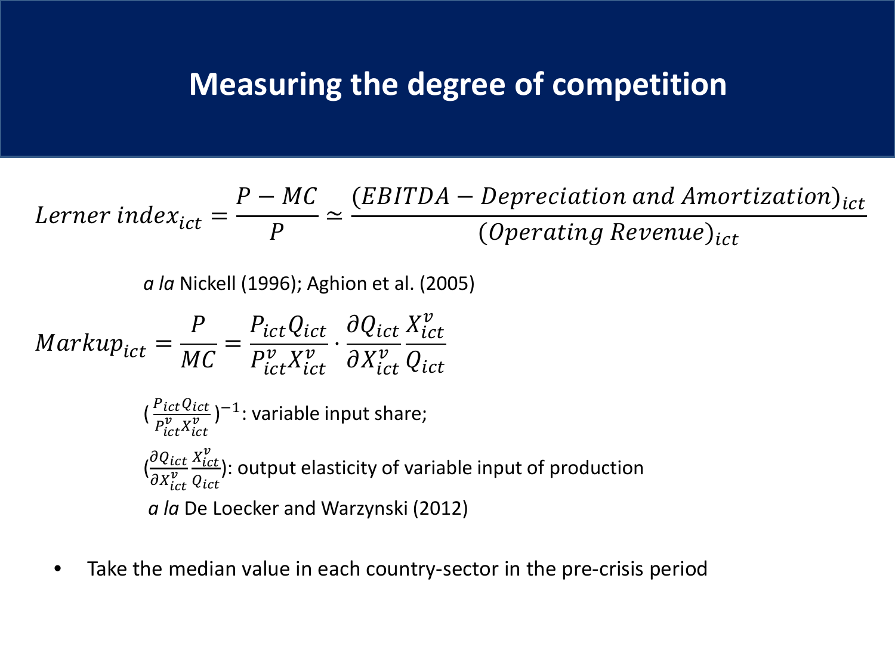# Measuring the degree of competition

$$Lerner\ index_{ict} = \frac{P - MC}{P} \simeq \frac{(EBITDA - Depreciation\ and\ Amortization)_{ict}}{(Operating\ Revenue)_{ict}}$$

*a la* Nickell (1996); Aghion et al. (2005)

$$Markup_{ict} = \frac{P}{MC} = \frac{P_{ict}Q_{ict}}{P_{ict}^{v}X_{ict}^{v}} \cdot \frac{\partial Q_{ict}}{\partial X_{ict}^{v}} \frac{X_{ict}^{v}}{Q_{ict}}$$

$\left(\frac{P_{ict}Q_{ict}}{P_{ict}^{v}X_{ict}^{v}}\right)^{-1}$: variable input share;

$\left(\frac{\partial Q_{ict}}{\partial X_{ict}^{v}} \frac{X_{ict}^{v}}{Q_{ict}}\right)$: output elasticity of variable input of production

*a la* De Loecker and Warzynski (2012)

- Take the median value in each country-sector in the pre-crisis period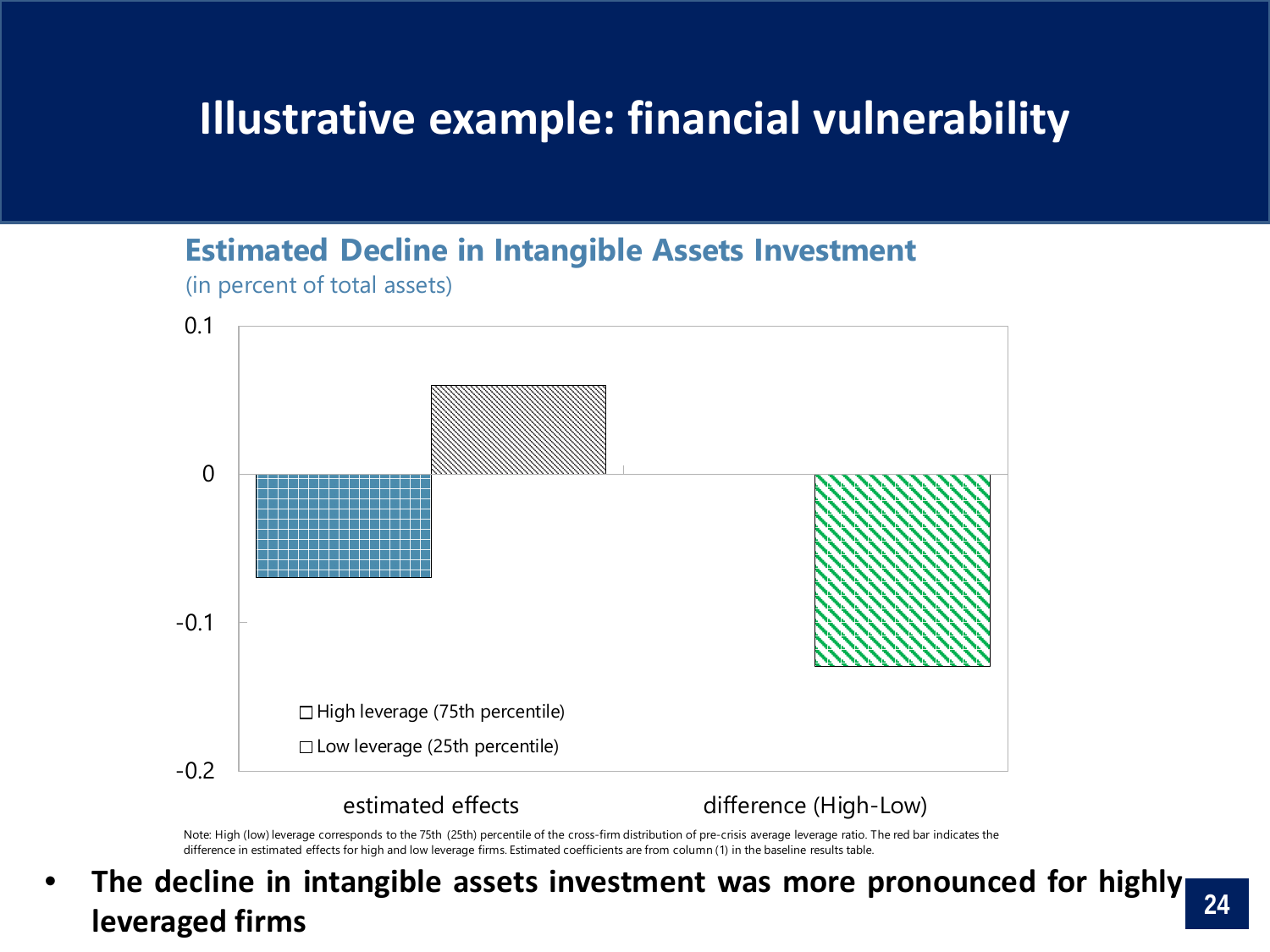# Illustrative example: financial vulnerability

**Estimated Decline in Intangible Assets Investment**

(in percent of total assets)

0.1

0

-0.1

-0.2

High leverage (75th percentile)

Low leverage (25th percentile)

estimated effects

difference (High-Low)

Note: High (low) leverage corresponds to the 75th (25th) percentile of the cross-firm distribution of pre-crisis average leverage ratio. The red bar indicates the difference in estimated effects for high and low leverage firms. Estimated coefficients are from column (1) in the baseline results table.

- **The decline in intangible assets investment was more pronounced for highly leveraged firms**